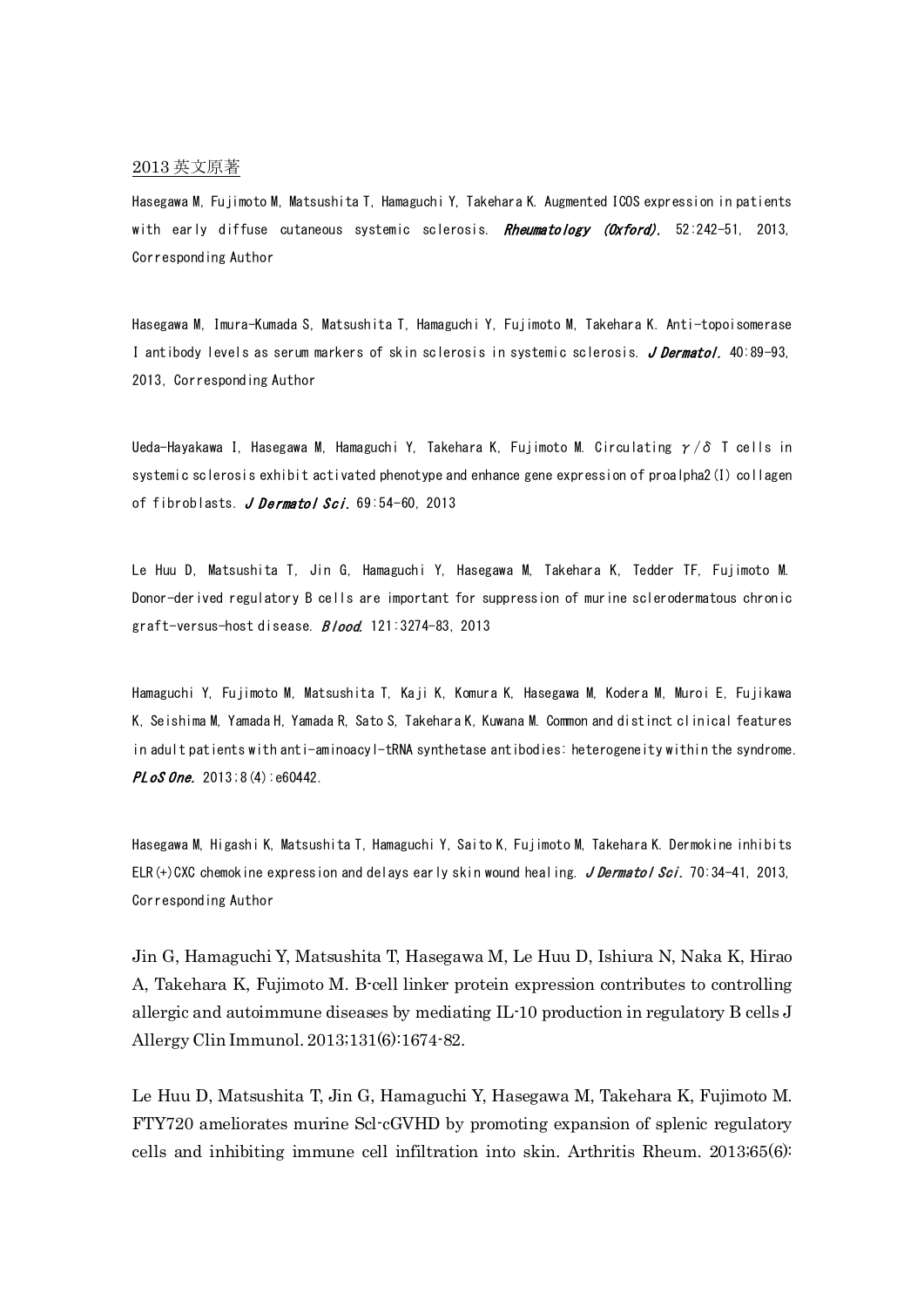2013 英文原著

Hasegawa M, Fujimoto M, Matsushita T, Hamaguchi Y, Takehara K. Augmented ICOS expression in patients with early diffuse cutaneous systemic sclerosis. ***Rheumatology (Oxford).*** 52:242-51, 2013, Corresponding Author

Hasegawa M, Imura-Kumada S, Matsushita T, Hamaguchi Y, Fujimoto M, Takehara K. Anti-topoisomerase I antibody levels as serum markers of skin sclerosis in systemic sclerosis. ***J Dermatol.*** 40:89-93, 2013, Corresponding Author

Ueda-Hayakawa I, Hasegawa M, Hamaguchi Y, Takehara K, Fujimoto M. Circulating γ/δ T cells in systemic sclerosis exhibit activated phenotype and enhance gene expression of proalpha2(I) collagen of fibroblasts. ***J Dermatol Sci.*** 69:54-60, 2013

Le Huu D, Matsushita T, Jin G, Hamaguchi Y, Hasegawa M, Takehara K, Tedder TF, Fujimoto M. Donor-derived regulatory B cells are important for suppression of murine sclerodermatous chronic graft-versus-host disease. ***Blood.*** 121:3274-83, 2013

Hamaguchi Y, Fujimoto M, Matsushita T, Kaji K, Komura K, Hasegawa M, Kodera M, Muroi E, Fujikawa K, Seishima M, Yamada H, Yamada R, Sato S, Takehara K, Kuwana M. Common and distinct clinical features in adult patients with anti-aminoacyl-tRNA synthetase antibodies: heterogeneity within the syndrome. ***PLoS One.*** 2013;8(4):e60442.

Hasegawa M, Higashi K, Matsushita T, Hamaguchi Y, Saito K, Fujimoto M, Takehara K. Dermokine inhibits ELR(+)CXC chemokine expression and delays early skin wound healing. ***J Dermatol Sci.*** 70:34-41, 2013, Corresponding Author

Jin G, Hamaguchi Y, Matsushita T, Hasegawa M, Le Huu D, Ishiura N, Naka K, Hirao A, Takehara K, Fujimoto M. B-cell linker protein expression contributes to controlling allergic and autoimmune diseases by mediating IL-10 production in regulatory B cells J Allergy Clin Immunol. 2013;131(6):1674-82.

Le Huu D, Matsushita T, Jin G, Hamaguchi Y, Hasegawa M, Takehara K, Fujimoto M. FTY720 ameliorates murine Scl-cGVHD by promoting expansion of splenic regulatory cells and inhibiting immune cell infiltration into skin. Arthritis Rheum. 2013;65(6):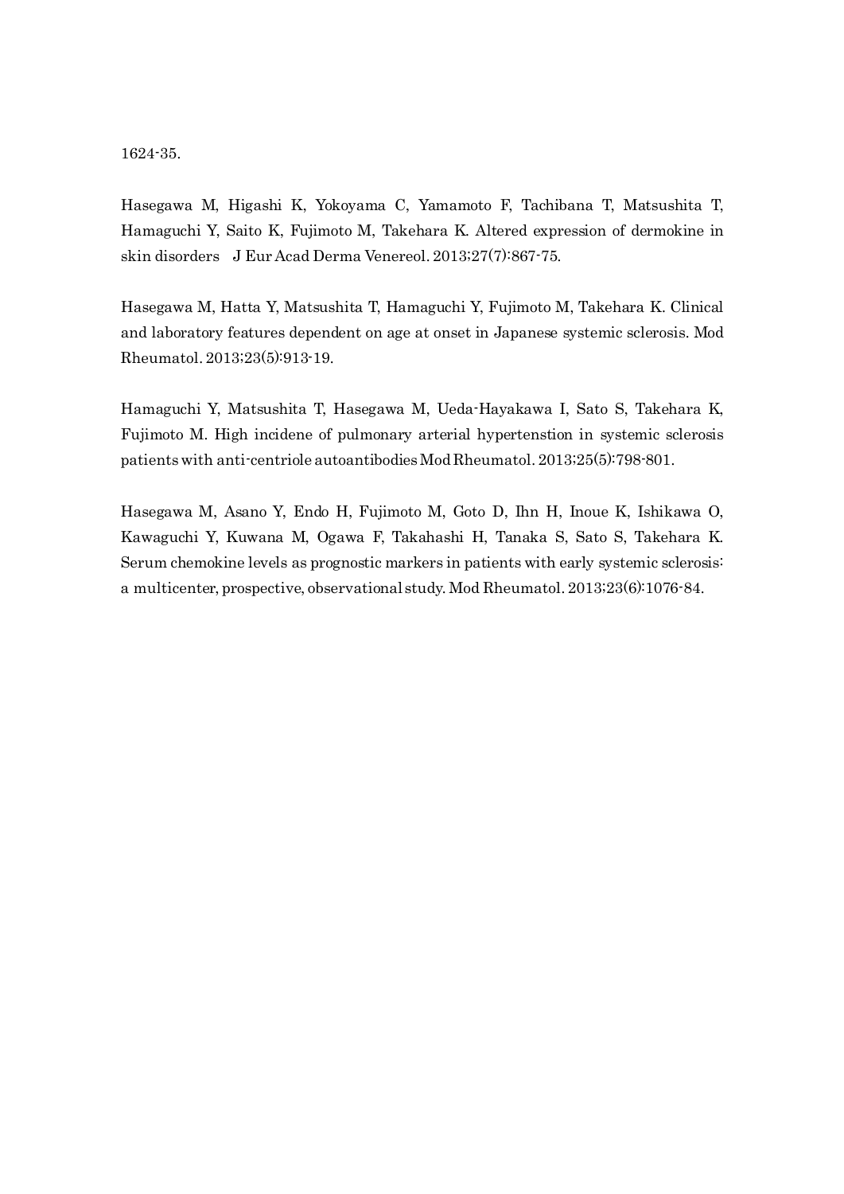1624-35.

Hasegawa M, Higashi K, Yokoyama C, Yamamoto F, Tachibana T, Matsushita T, Hamaguchi Y, Saito K, Fujimoto M, Takehara K. Altered expression of dermokine in skin disorders　J Eur Acad Derma Venereol. 2013;27(7):867-75.

Hasegawa M, Hatta Y, Matsushita T, Hamaguchi Y, Fujimoto M, Takehara K. Clinical and laboratory features dependent on age at onset in Japanese systemic sclerosis. Mod Rheumatol. 2013;23(5):913-19.

Hamaguchi Y, Matsushita T, Hasegawa M, Ueda-Hayakawa I, Sato S, Takehara K, Fujimoto M. High incidene of pulmonary arterial hypertenstion in systemic sclerosis patients with anti-centriole autoantibodies Mod Rheumatol. 2013;25(5):798-801.

Hasegawa M, Asano Y, Endo H, Fujimoto M, Goto D, Ihn H, Inoue K, Ishikawa O, Kawaguchi Y, Kuwana M, Ogawa F, Takahashi H, Tanaka S, Sato S, Takehara K. Serum chemokine levels as prognostic markers in patients with early systemic sclerosis: a multicenter, prospective, observational study. Mod Rheumatol. 2013;23(6):1076-84.